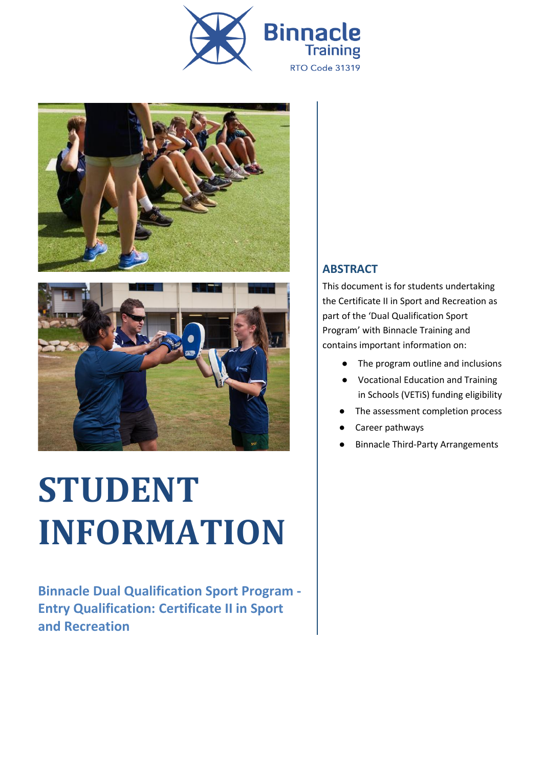Binnacle Training

RTO Code 31319

# STUDENT INFORMATION

## Binnacle Dual Qualification Sport Program - Entry Qualification: Certificate II in Sport and Recreation

### ABSTRACT

This document is for students undertaking the Certificate II in Sport and Recreation as part of the 'Dual Qualification Sport Program' with Binnacle Training and contains important information on:

- The program outline and inclusions
- Vocational Education and Training in Schools (VETiS) funding eligibility
- The assessment completion process
- Career pathways
- Binnacle Third-Party Arrangements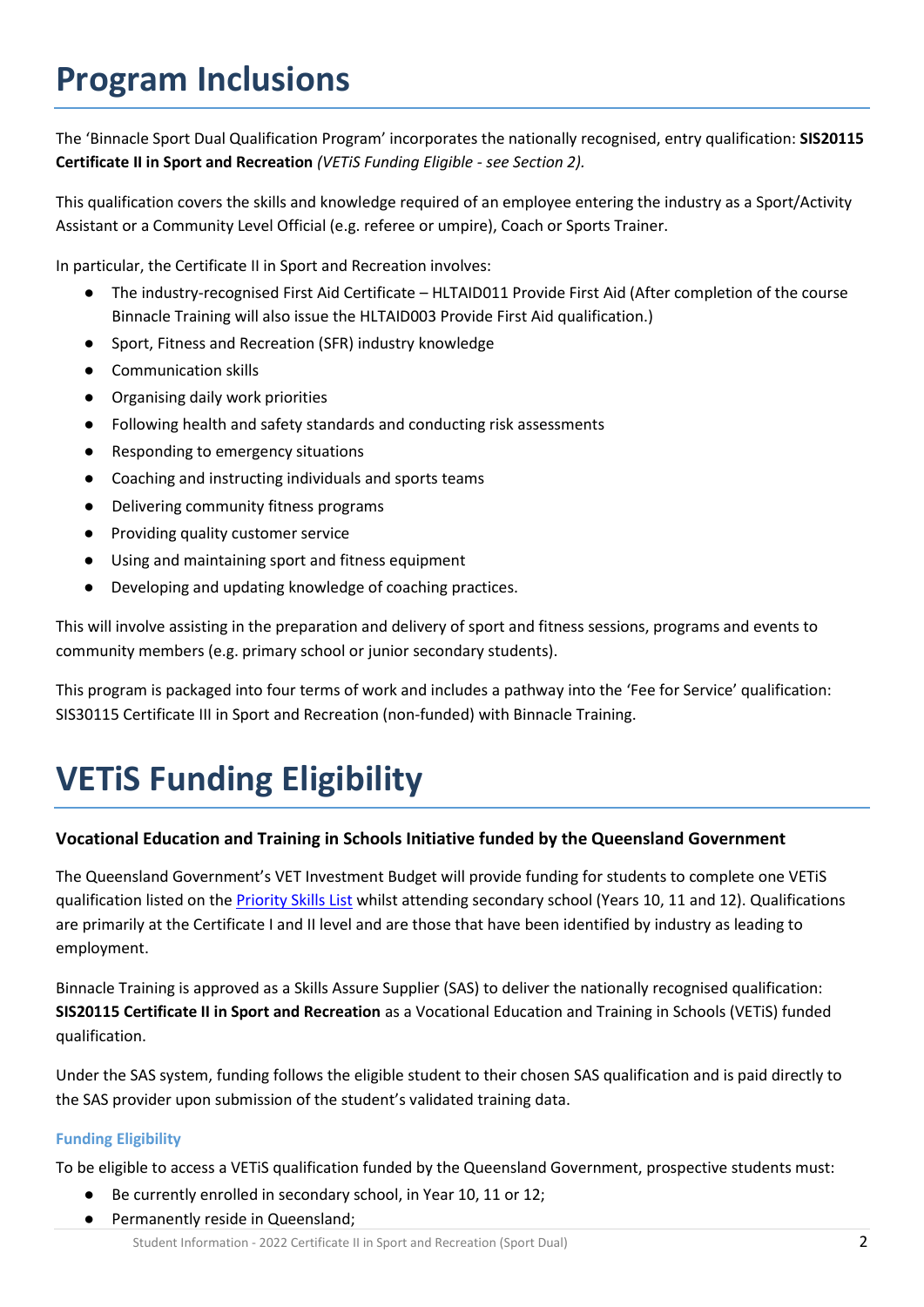# Program Inclusions

The 'Binnacle Sport Dual Qualification Program' incorporates the nationally recognised, entry qualification: **SIS20115 Certificate II in Sport and Recreation** *(VETiS Funding Eligible - see Section 2).*

This qualification covers the skills and knowledge required of an employee entering the industry as a Sport/Activity Assistant or a Community Level Official (e.g. referee or umpire), Coach or Sports Trainer.

In particular, the Certificate II in Sport and Recreation involves:

- The industry-recognised First Aid Certificate – HLTAID011 Provide First Aid (After completion of the course Binnacle Training will also issue the HLTAID003 Provide First Aid qualification.)
- Sport, Fitness and Recreation (SFR) industry knowledge
- Communication skills
- Organising daily work priorities
- Following health and safety standards and conducting risk assessments
- Responding to emergency situations
- Coaching and instructing individuals and sports teams
- Delivering community fitness programs
- Providing quality customer service
- Using and maintaining sport and fitness equipment
- Developing and updating knowledge of coaching practices.

This will involve assisting in the preparation and delivery of sport and fitness sessions, programs and events to community members (e.g. primary school or junior secondary students).

This program is packaged into four terms of work and includes a pathway into the 'Fee for Service' qualification: SIS30115 Certificate III in Sport and Recreation (non-funded) with Binnacle Training.

# VETiS Funding Eligibility

### Vocational Education and Training in Schools Initiative funded by the Queensland Government

The Queensland Government's VET Investment Budget will provide funding for students to complete one VETiS qualification listed on the Priority Skills List whilst attending secondary school (Years 10, 11 and 12). Qualifications are primarily at the Certificate I and II level and are those that have been identified by industry as leading to employment.

Binnacle Training is approved as a Skills Assure Supplier (SAS) to deliver the nationally recognised qualification: **SIS20115 Certificate II in Sport and Recreation** as a Vocational Education and Training in Schools (VETiS) funded qualification.

Under the SAS system, funding follows the eligible student to their chosen SAS qualification and is paid directly to the SAS provider upon submission of the student's validated training data.

#### Funding Eligibility

To be eligible to access a VETiS qualification funded by the Queensland Government, prospective students must:

- Be currently enrolled in secondary school, in Year 10, 11 or 12;
- Permanently reside in Queensland;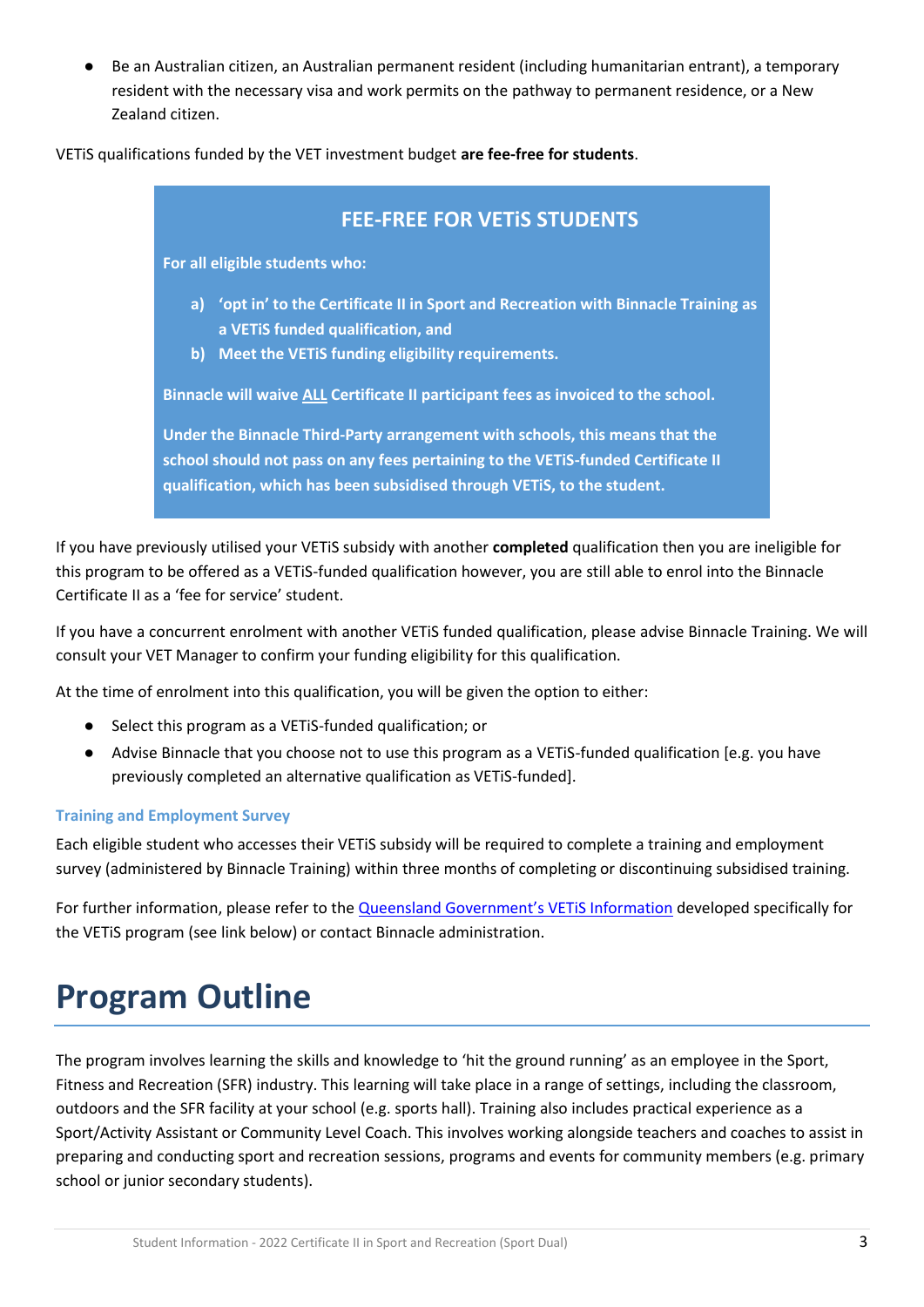- Be an Australian citizen, an Australian permanent resident (including humanitarian entrant), a temporary resident with the necessary visa and work permits on the pathway to permanent residence, or a New Zealand citizen.

VETiS qualifications funded by the VET investment budget **are fee-free for students**.

> ### FEE-FREE FOR VETiS STUDENTS
>
> **For all eligible students who:**
>
> **a) 'opt in' to the Certificate II in Sport and Recreation with Binnacle Training as a VETiS funded qualification, and**
>
> **b) Meet the VETiS funding eligibility requirements.**
>
> **Binnacle will waive ALL Certificate II participant fees as invoiced to the school.**
>
> **Under the Binnacle Third-Party arrangement with schools, this means that the school should not pass on any fees pertaining to the VETiS-funded Certificate II qualification, which has been subsidised through VETiS, to the student.**

If you have previously utilised your VETiS subsidy with another **completed** qualification then you are ineligible for this program to be offered as a VETiS-funded qualification however, you are still able to enrol into the Binnacle Certificate II as a 'fee for service' student.

If you have a concurrent enrolment with another VETiS funded qualification, please advise Binnacle Training. We will consult your VET Manager to confirm your funding eligibility for this qualification.

At the time of enrolment into this qualification, you will be given the option to either:

- Select this program as a VETiS-funded qualification; or
- Advise Binnacle that you choose not to use this program as a VETiS-funded qualification [e.g. you have previously completed an alternative qualification as VETiS-funded].

### Training and Employment Survey

Each eligible student who accesses their VETiS subsidy will be required to complete a training and employment survey (administered by Binnacle Training) within three months of completing or discontinuing subsidised training.

For further information, please refer to the Queensland Government's VETiS Information developed specifically for the VETiS program (see link below) or contact Binnacle administration.

# Program Outline

The program involves learning the skills and knowledge to 'hit the ground running' as an employee in the Sport, Fitness and Recreation (SFR) industry. This learning will take place in a range of settings, including the classroom, outdoors and the SFR facility at your school (e.g. sports hall). Training also includes practical experience as a Sport/Activity Assistant or Community Level Coach. This involves working alongside teachers and coaches to assist in preparing and conducting sport and recreation sessions, programs and events for community members (e.g. primary school or junior secondary students).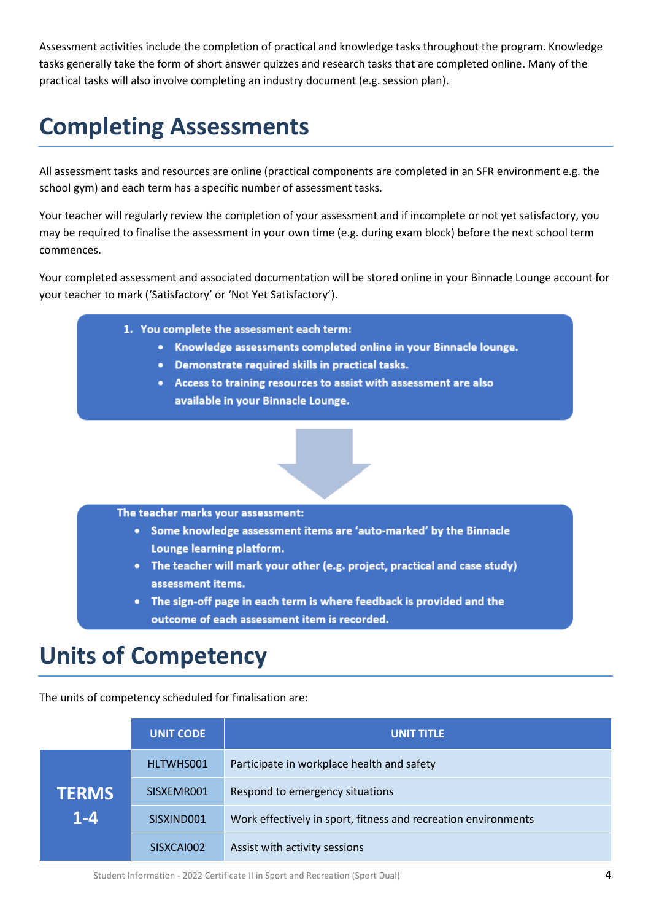Assessment activities include the completion of practical and knowledge tasks throughout the program. Knowledge tasks generally take the form of short answer quizzes and research tasks that are completed online. Many of the practical tasks will also involve completing an industry document (e.g. session plan).

# Completing Assessments

All assessment tasks and resources are online (practical components are completed in an SFR environment e.g. the school gym) and each term has a specific number of assessment tasks.

Your teacher will regularly review the completion of your assessment and if incomplete or not yet satisfactory, you may be required to finalise the assessment in your own time (e.g. during exam block) before the next school term commences.

Your completed assessment and associated documentation will be stored online in your Binnacle Lounge account for your teacher to mark ('Satisfactory' or 'Not Yet Satisfactory').

1. **You complete the assessment each term:**
   - **Knowledge assessments completed online in your Binnacle lounge.**
   - **Demonstrate required skills in practical tasks.**
   - **Access to training resources to assist with assessment are also available in your Binnacle Lounge.**

**The teacher marks your assessment:**

- **Some knowledge assessment items are 'auto-marked' by the Binnacle Lounge learning platform.**
- **The teacher will mark your other (e.g. project, practical and case study) assessment items.**
- **The sign-off page in each term is where feedback is provided and the outcome of each assessment item is recorded.**

# Units of Competency

The units of competency scheduled for finalisation are:

| | UNIT CODE | UNIT TITLE |
|---|---|---|
| TERMS 1-4 | HLTWHS001 | Participate in workplace health and safety |
| | SISXEMR001 | Respond to emergency situations |
| | SISXIND001 | Work effectively in sport, fitness and recreation environments |
| | SISXCAI002 | Assist with activity sessions |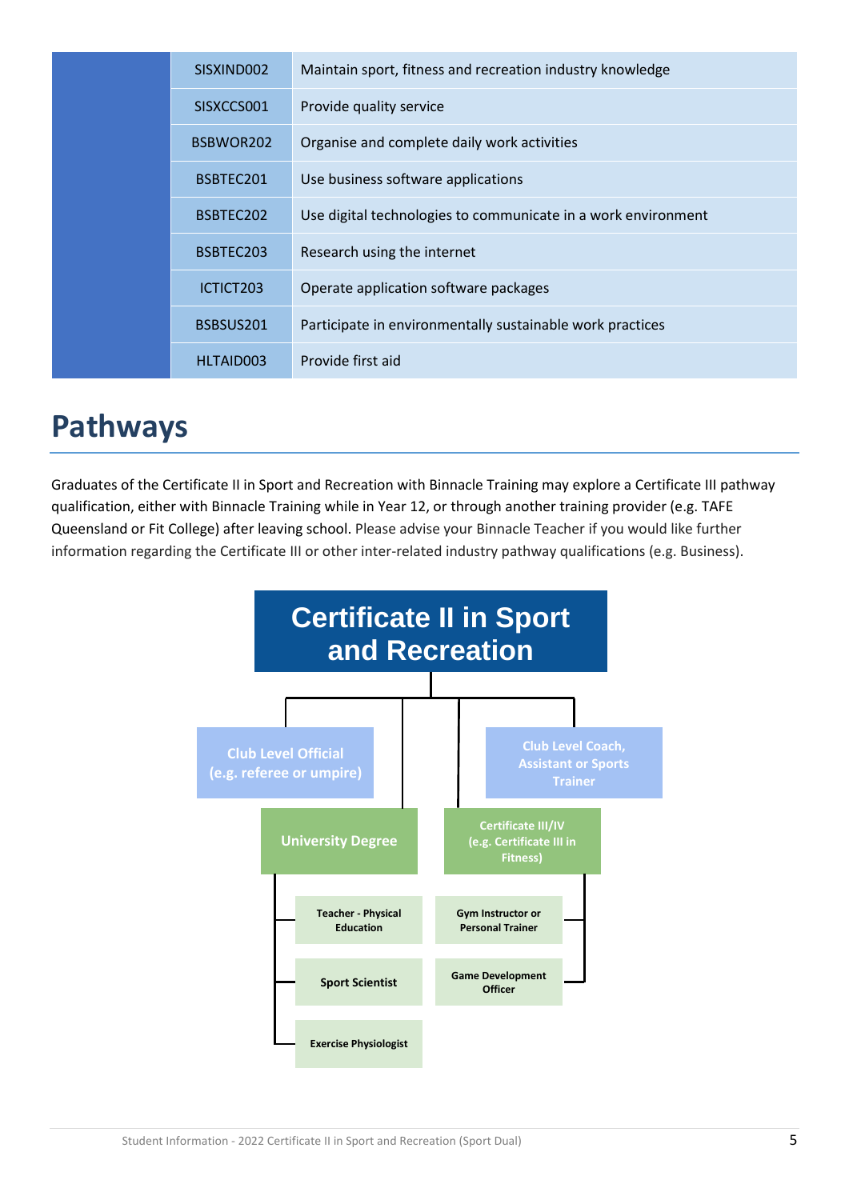| | | |
|---|---|---|
| | SISXIND002 | Maintain sport, fitness and recreation industry knowledge |
| | SISXCCS001 | Provide quality service |
| | BSBWOR202 | Organise and complete daily work activities |
| | BSBTEC201 | Use business software applications |
| | BSBTEC202 | Use digital technologies to communicate in a work environment |
| | BSBTEC203 | Research using the internet |
| | ICTICT203 | Operate application software packages |
| | BSBSUS201 | Participate in environmentally sustainable work practices |
| | HLTAID003 | Provide first aid |

# Pathways

Graduates of the Certificate II in Sport and Recreation with Binnacle Training may explore a Certificate III pathway qualification, either with Binnacle Training while in Year 12, or through another training provider (e.g. TAFE Queensland or Fit College) after leaving school. Please advise your Binnacle Teacher if you would like further information regarding the Certificate III or other inter-related industry pathway qualifications (e.g. Business).

Certificate II in Sport and Recreation

Club Level Official (e.g. referee or umpire)

Club Level Coach, Assistant or Sports Trainer

University Degree

Certificate III/IV (e.g. Certificate III in Fitness)

Teacher - Physical Education

Sport Scientist

Exercise Physiologist

Gym Instructor or Personal Trainer

Game Development Officer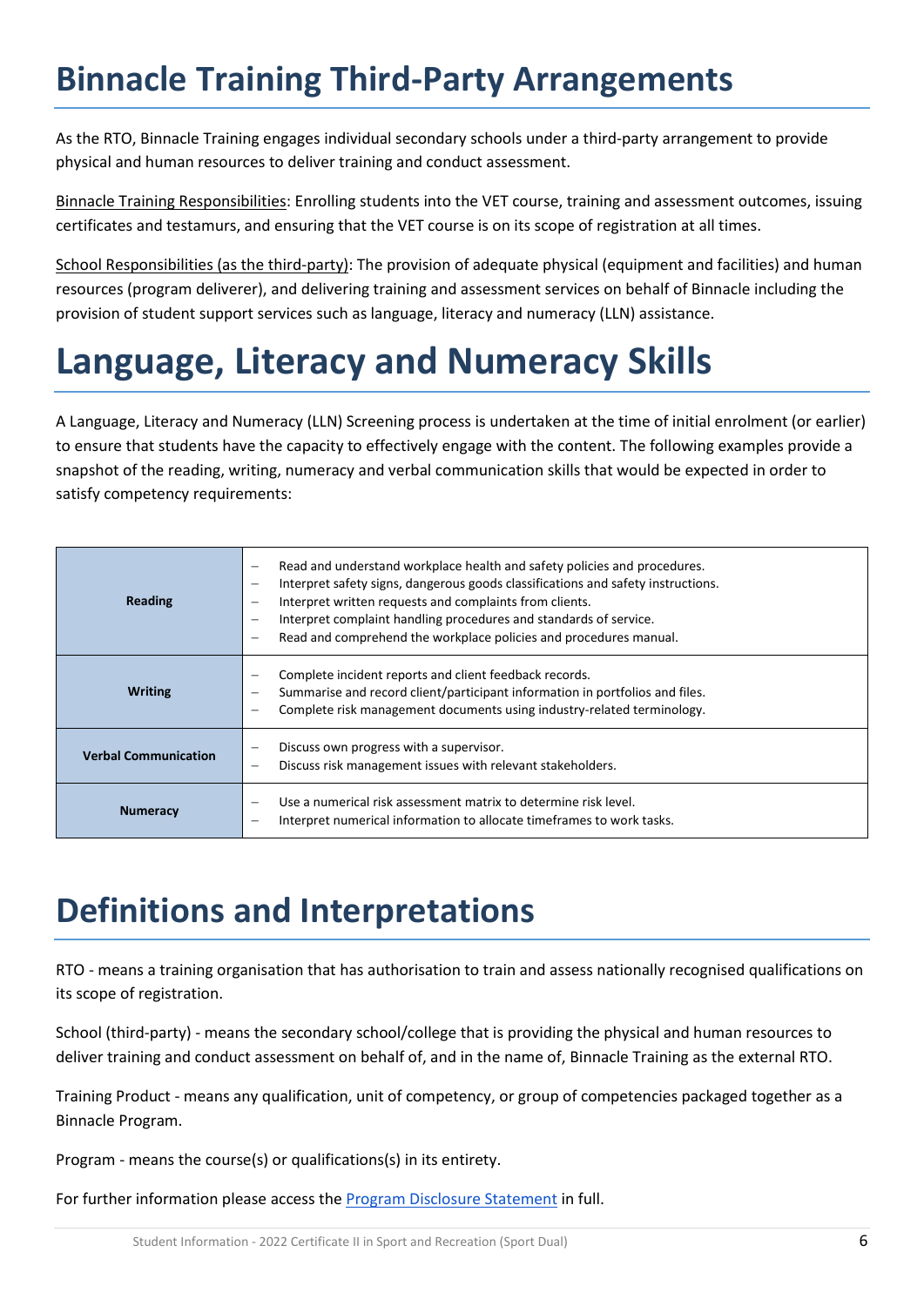# Binnacle Training Third-Party Arrangements

As the RTO, Binnacle Training engages individual secondary schools under a third-party arrangement to provide physical and human resources to deliver training and conduct assessment.

Binnacle Training Responsibilities: Enrolling students into the VET course, training and assessment outcomes, issuing certificates and testamurs, and ensuring that the VET course is on its scope of registration at all times.

School Responsibilities (as the third-party): The provision of adequate physical (equipment and facilities) and human resources (program deliverer), and delivering training and assessment services on behalf of Binnacle including the provision of student support services such as language, literacy and numeracy (LLN) assistance.

# Language, Literacy and Numeracy Skills

A Language, Literacy and Numeracy (LLN) Screening process is undertaken at the time of initial enrolment (or earlier) to ensure that students have the capacity to effectively engage with the content. The following examples provide a snapshot of the reading, writing, numeracy and verbal communication skills that would be expected in order to satisfy competency requirements:

| | |
|---|---|
| **Reading** | – Read and understand workplace health and safety policies and procedures.<br>– Interpret safety signs, dangerous goods classifications and safety instructions.<br>– Interpret written requests and complaints from clients.<br>– Interpret complaint handling procedures and standards of service.<br>– Read and comprehend the workplace policies and procedures manual. |
| **Writing** | – Complete incident reports and client feedback records.<br>– Summarise and record client/participant information in portfolios and files.<br>– Complete risk management documents using industry-related terminology. |
| **Verbal Communication** | – Discuss own progress with a supervisor.<br>– Discuss risk management issues with relevant stakeholders. |
| **Numeracy** | – Use a numerical risk assessment matrix to determine risk level.<br>– Interpret numerical information to allocate timeframes to work tasks. |

# Definitions and Interpretations

RTO - means a training organisation that has authorisation to train and assess nationally recognised qualifications on its scope of registration.

School (third-party) - means the secondary school/college that is providing the physical and human resources to deliver training and conduct assessment on behalf of, and in the name of, Binnacle Training as the external RTO.

Training Product - means any qualification, unit of competency, or group of competencies packaged together as a Binnacle Program.

Program - means the course(s) or qualifications(s) in its entirety.

For further information please access the Program Disclosure Statement in full.